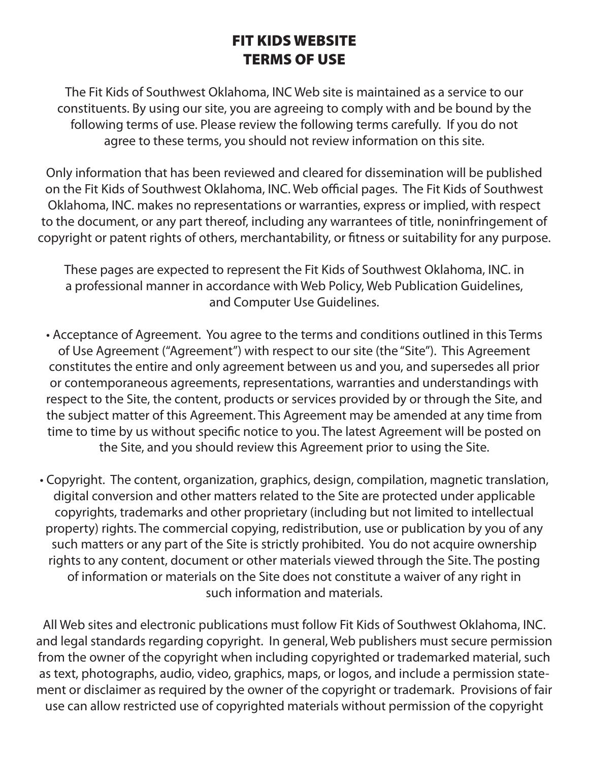# FIT KIDS WEBSITE
# TERMS OF USE

The Fit Kids of Southwest Oklahoma, INC Web site is maintained as a service to our constituents. By using our site, you are agreeing to comply with and be bound by the following terms of use. Please review the following terms carefully. If you do not agree to these terms, you should not review information on this site.

Only information that has been reviewed and cleared for dissemination will be published on the Fit Kids of Southwest Oklahoma, INC. Web official pages. The Fit Kids of Southwest Oklahoma, INC. makes no representations or warranties, express or implied, with respect to the document, or any part thereof, including any warrantees of title, noninfringement of copyright or patent rights of others, merchantability, or fitness or suitability for any purpose.

These pages are expected to represent the Fit Kids of Southwest Oklahoma, INC. in a professional manner in accordance with Web Policy, Web Publication Guidelines, and Computer Use Guidelines.

- Acceptance of Agreement. You agree to the terms and conditions outlined in this Terms of Use Agreement ("Agreement") with respect to our site (the "Site"). This Agreement constitutes the entire and only agreement between us and you, and supersedes all prior or contemporaneous agreements, representations, warranties and understandings with respect to the Site, the content, products or services provided by or through the Site, and the subject matter of this Agreement. This Agreement may be amended at any time from time to time by us without specific notice to you. The latest Agreement will be posted on the Site, and you should review this Agreement prior to using the Site.

- Copyright. The content, organization, graphics, design, compilation, magnetic translation, digital conversion and other matters related to the Site are protected under applicable copyrights, trademarks and other proprietary (including but not limited to intellectual property) rights. The commercial copying, redistribution, use or publication by you of any such matters or any part of the Site is strictly prohibited. You do not acquire ownership rights to any content, document or other materials viewed through the Site. The posting of information or materials on the Site does not constitute a waiver of any right in such information and materials.

All Web sites and electronic publications must follow Fit Kids of Southwest Oklahoma, INC. and legal standards regarding copyright. In general, Web publishers must secure permission from the owner of the copyright when including copyrighted or trademarked material, such as text, photographs, audio, video, graphics, maps, or logos, and include a permission statement or disclaimer as required by the owner of the copyright or trademark. Provisions of fair use can allow restricted use of copyrighted materials without permission of the copyright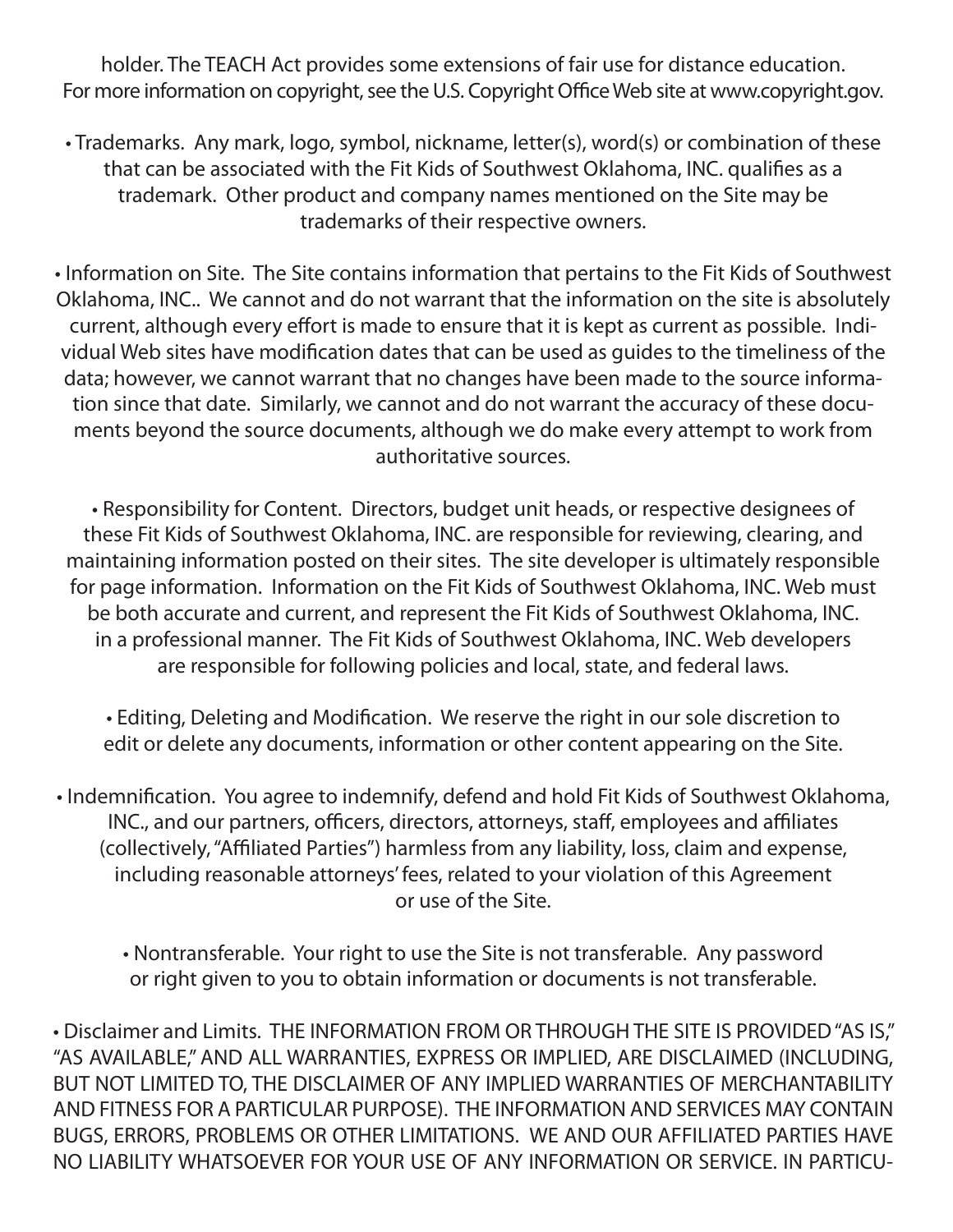holder. The TEACH Act provides some extensions of fair use for distance education. For more information on copyright, see the U.S. Copyright Office Web site at www.copyright.gov.

• Trademarks. Any mark, logo, symbol, nickname, letter(s), word(s) or combination of these that can be associated with the Fit Kids of Southwest Oklahoma, INC. qualifies as a trademark. Other product and company names mentioned on the Site may be trademarks of their respective owners.

• Information on Site. The Site contains information that pertains to the Fit Kids of Southwest Oklahoma, INC.. We cannot and do not warrant that the information on the site is absolutely current, although every effort is made to ensure that it is kept as current as possible. Individual Web sites have modification dates that can be used as guides to the timeliness of the data; however, we cannot warrant that no changes have been made to the source information since that date. Similarly, we cannot and do not warrant the accuracy of these documents beyond the source documents, although we do make every attempt to work from authoritative sources.

• Responsibility for Content. Directors, budget unit heads, or respective designees of these Fit Kids of Southwest Oklahoma, INC. are responsible for reviewing, clearing, and maintaining information posted on their sites. The site developer is ultimately responsible for page information. Information on the Fit Kids of Southwest Oklahoma, INC. Web must be both accurate and current, and represent the Fit Kids of Southwest Oklahoma, INC. in a professional manner. The Fit Kids of Southwest Oklahoma, INC. Web developers are responsible for following policies and local, state, and federal laws.

• Editing, Deleting and Modification. We reserve the right in our sole discretion to edit or delete any documents, information or other content appearing on the Site.

• Indemnification. You agree to indemnify, defend and hold Fit Kids of Southwest Oklahoma, INC., and our partners, officers, directors, attorneys, staff, employees and affiliates (collectively, "Affiliated Parties") harmless from any liability, loss, claim and expense, including reasonable attorneys' fees, related to your violation of this Agreement or use of the Site.

• Nontransferable. Your right to use the Site is not transferable. Any password or right given to you to obtain information or documents is not transferable.

• Disclaimer and Limits. THE INFORMATION FROM OR THROUGH THE SITE IS PROVIDED "AS IS," "AS AVAILABLE," AND ALL WARRANTIES, EXPRESS OR IMPLIED, ARE DISCLAIMED (INCLUDING, BUT NOT LIMITED TO, THE DISCLAIMER OF ANY IMPLIED WARRANTIES OF MERCHANTABILITY AND FITNESS FOR A PARTICULAR PURPOSE). THE INFORMATION AND SERVICES MAY CONTAIN BUGS, ERRORS, PROBLEMS OR OTHER LIMITATIONS. WE AND OUR AFFILIATED PARTIES HAVE NO LIABILITY WHATSOEVER FOR YOUR USE OF ANY INFORMATION OR SERVICE. IN PARTICU-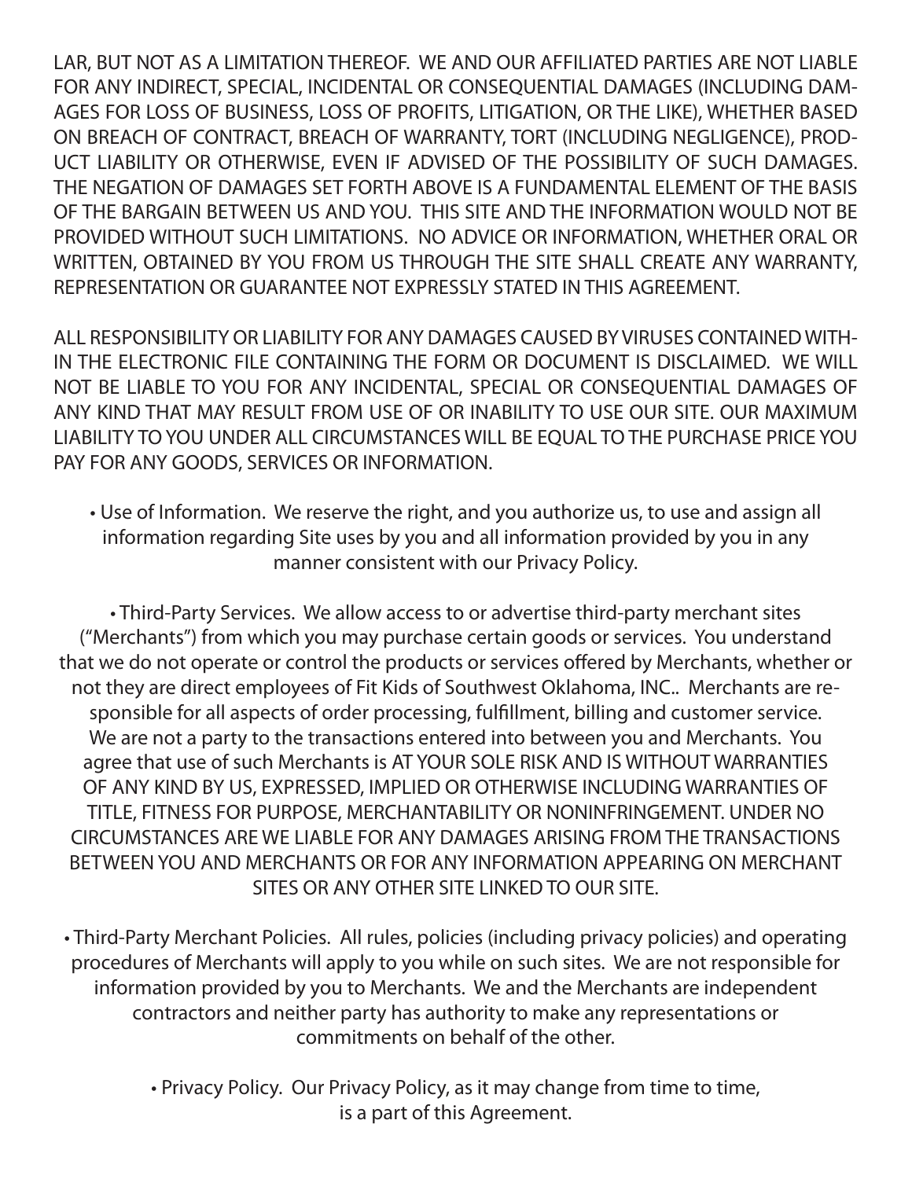LAR, BUT NOT AS A LIMITATION THEREOF. WE AND OUR AFFILIATED PARTIES ARE NOT LIABLE FOR ANY INDIRECT, SPECIAL, INCIDENTAL OR CONSEQUENTIAL DAMAGES (INCLUDING DAMAGES FOR LOSS OF BUSINESS, LOSS OF PROFITS, LITIGATION, OR THE LIKE), WHETHER BASED ON BREACH OF CONTRACT, BREACH OF WARRANTY, TORT (INCLUDING NEGLIGENCE), PRODUCT LIABILITY OR OTHERWISE, EVEN IF ADVISED OF THE POSSIBILITY OF SUCH DAMAGES. THE NEGATION OF DAMAGES SET FORTH ABOVE IS A FUNDAMENTAL ELEMENT OF THE BASIS OF THE BARGAIN BETWEEN US AND YOU. THIS SITE AND THE INFORMATION WOULD NOT BE PROVIDED WITHOUT SUCH LIMITATIONS. NO ADVICE OR INFORMATION, WHETHER ORAL OR WRITTEN, OBTAINED BY YOU FROM US THROUGH THE SITE SHALL CREATE ANY WARRANTY, REPRESENTATION OR GUARANTEE NOT EXPRESSLY STATED IN THIS AGREEMENT.

ALL RESPONSIBILITY OR LIABILITY FOR ANY DAMAGES CAUSED BY VIRUSES CONTAINED WITHIN THE ELECTRONIC FILE CONTAINING THE FORM OR DOCUMENT IS DISCLAIMED. WE WILL NOT BE LIABLE TO YOU FOR ANY INCIDENTAL, SPECIAL OR CONSEQUENTIAL DAMAGES OF ANY KIND THAT MAY RESULT FROM USE OF OR INABILITY TO USE OUR SITE. OUR MAXIMUM LIABILITY TO YOU UNDER ALL CIRCUMSTANCES WILL BE EQUAL TO THE PURCHASE PRICE YOU PAY FOR ANY GOODS, SERVICES OR INFORMATION.

• Use of Information. We reserve the right, and you authorize us, to use and assign all information regarding Site uses by you and all information provided by you in any manner consistent with our Privacy Policy.

• Third-Party Services. We allow access to or advertise third-party merchant sites ("Merchants") from which you may purchase certain goods or services. You understand that we do not operate or control the products or services offered by Merchants, whether or not they are direct employees of Fit Kids of Southwest Oklahoma, INC.. Merchants are responsible for all aspects of order processing, fulfillment, billing and customer service. We are not a party to the transactions entered into between you and Merchants. You agree that use of such Merchants is AT YOUR SOLE RISK AND IS WITHOUT WARRANTIES OF ANY KIND BY US, EXPRESSED, IMPLIED OR OTHERWISE INCLUDING WARRANTIES OF TITLE, FITNESS FOR PURPOSE, MERCHANTABILITY OR NONINFRINGEMENT. UNDER NO CIRCUMSTANCES ARE WE LIABLE FOR ANY DAMAGES ARISING FROM THE TRANSACTIONS BETWEEN YOU AND MERCHANTS OR FOR ANY INFORMATION APPEARING ON MERCHANT SITES OR ANY OTHER SITE LINKED TO OUR SITE.

• Third-Party Merchant Policies. All rules, policies (including privacy policies) and operating procedures of Merchants will apply to you while on such sites. We are not responsible for information provided by you to Merchants. We and the Merchants are independent contractors and neither party has authority to make any representations or commitments on behalf of the other.

• Privacy Policy. Our Privacy Policy, as it may change from time to time, is a part of this Agreement.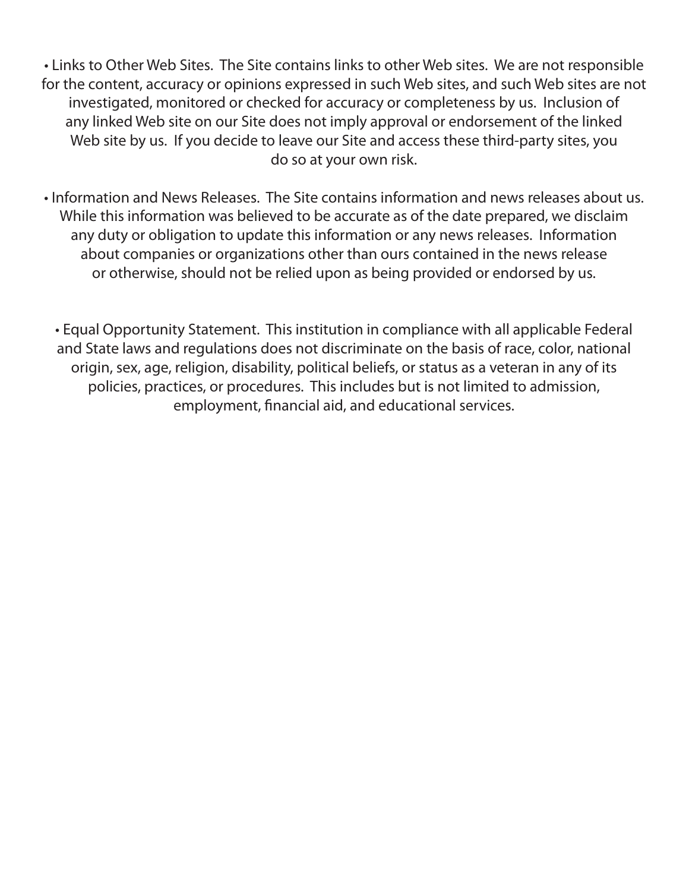• Links to Other Web Sites. The Site contains links to other Web sites. We are not responsible for the content, accuracy or opinions expressed in such Web sites, and such Web sites are not investigated, monitored or checked for accuracy or completeness by us. Inclusion of any linked Web site on our Site does not imply approval or endorsement of the linked Web site by us. If you decide to leave our Site and access these third-party sites, you do so at your own risk.

• Information and News Releases. The Site contains information and news releases about us. While this information was believed to be accurate as of the date prepared, we disclaim any duty or obligation to update this information or any news releases. Information about companies or organizations other than ours contained in the news release or otherwise, should not be relied upon as being provided or endorsed by us.

• Equal Opportunity Statement. This institution in compliance with all applicable Federal and State laws and regulations does not discriminate on the basis of race, color, national origin, sex, age, religion, disability, political beliefs, or status as a veteran in any of its policies, practices, or procedures. This includes but is not limited to admission, employment, financial aid, and educational services.